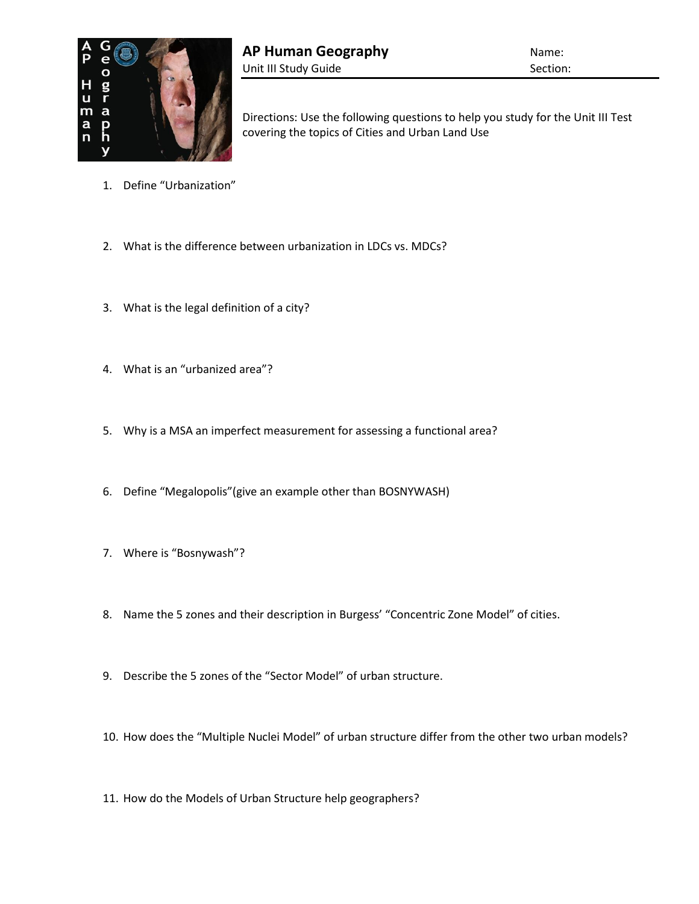# AP Human Geography

Unit III Study Guide

Name:

Section:

Directions: Use the following questions to help you study for the Unit III Test covering the topics of Cities and Urban Land Use

1. Define "Urbanization"

2. What is the difference between urbanization in LDCs vs. MDCs?

3. What is the legal definition of a city?

4. What is an "urbanized area"?

5. Why is a MSA an imperfect measurement for assessing a functional area?

6. Define "Megalopolis"(give an example other than BOSNYWASH)

7. Where is "Bosnywash"?

8. Name the 5 zones and their description in Burgess' "Concentric Zone Model" of cities.

9. Describe the 5 zones of the "Sector Model" of urban structure.

10. How does the "Multiple Nuclei Model" of urban structure differ from the other two urban models?

11. How do the Models of Urban Structure help geographers?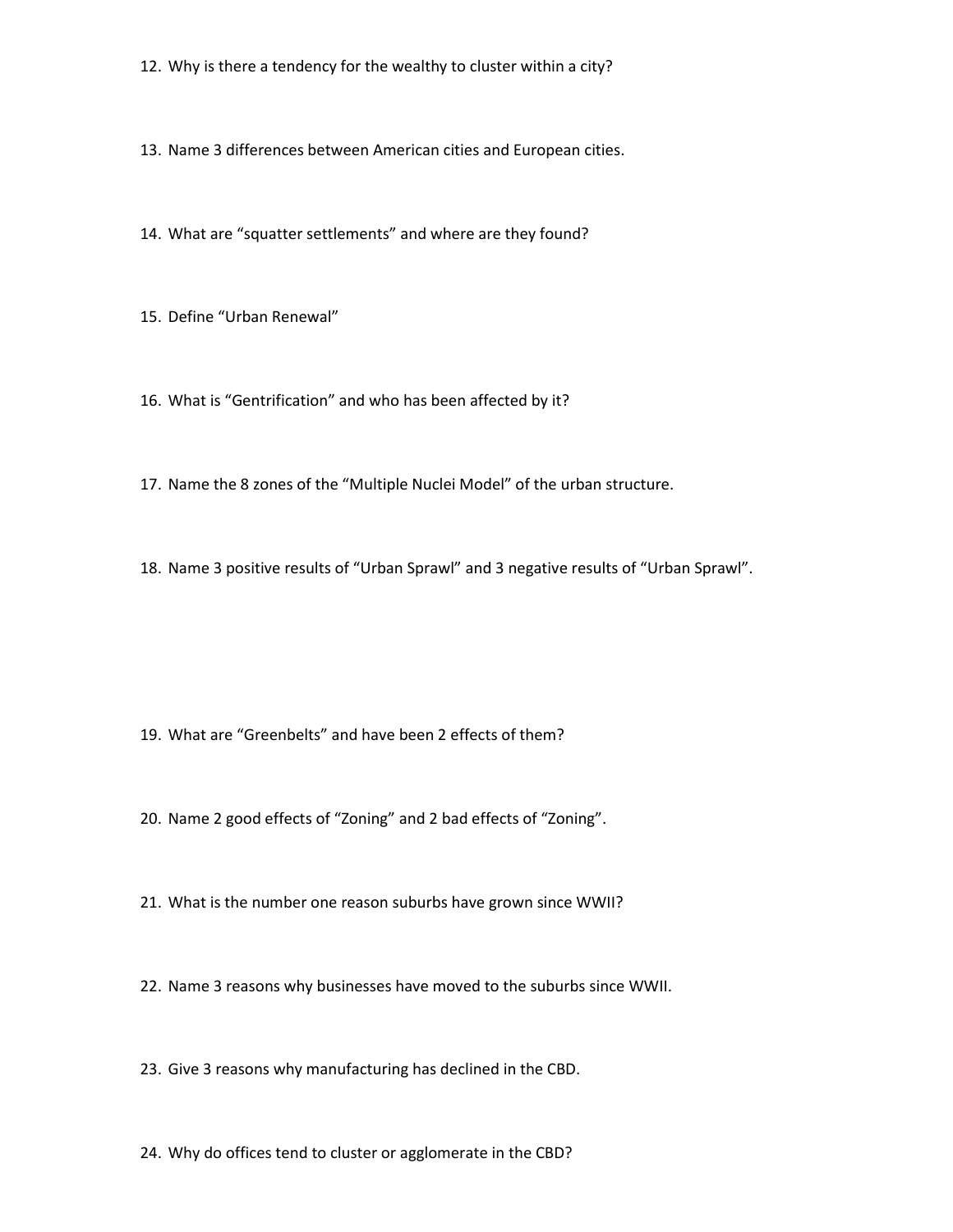12. Why is there a tendency for the wealthy to cluster within a city?

13. Name 3 differences between American cities and European cities.

14. What are “squatter settlements” and where are they found?

15. Define “Urban Renewal”

16. What is “Gentrification” and who has been affected by it?

17. Name the 8 zones of the “Multiple Nuclei Model” of the urban structure.

18. Name 3 positive results of “Urban Sprawl” and 3 negative results of “Urban Sprawl”.

19. What are “Greenbelts” and have been 2 effects of them?

20. Name 2 good effects of “Zoning” and 2 bad effects of “Zoning”.

21. What is the number one reason suburbs have grown since WWII?

22. Name 3 reasons why businesses have moved to the suburbs since WWII.

23. Give 3 reasons why manufacturing has declined in the CBD.

24. Why do offices tend to cluster or agglomerate in the CBD?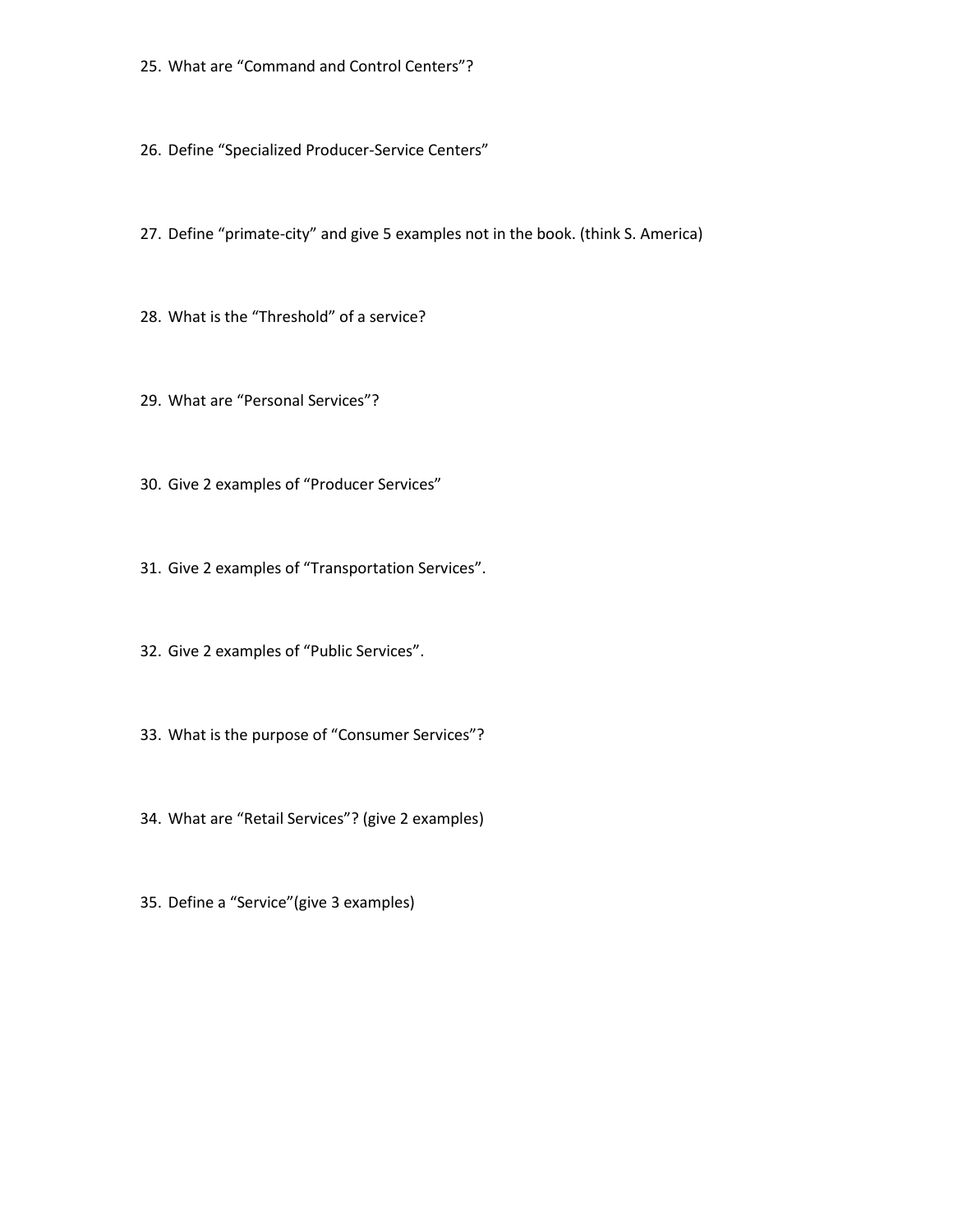25. What are "Command and Control Centers"?

26. Define "Specialized Producer-Service Centers"

27. Define "primate-city" and give 5 examples not in the book. (think S. America)

28. What is the "Threshold" of a service?

29. What are "Personal Services"?

30. Give 2 examples of "Producer Services"

31. Give 2 examples of "Transportation Services".

32. Give 2 examples of "Public Services".

33. What is the purpose of "Consumer Services"?

34. What are "Retail Services"? (give 2 examples)

35. Define a "Service"(give 3 examples)